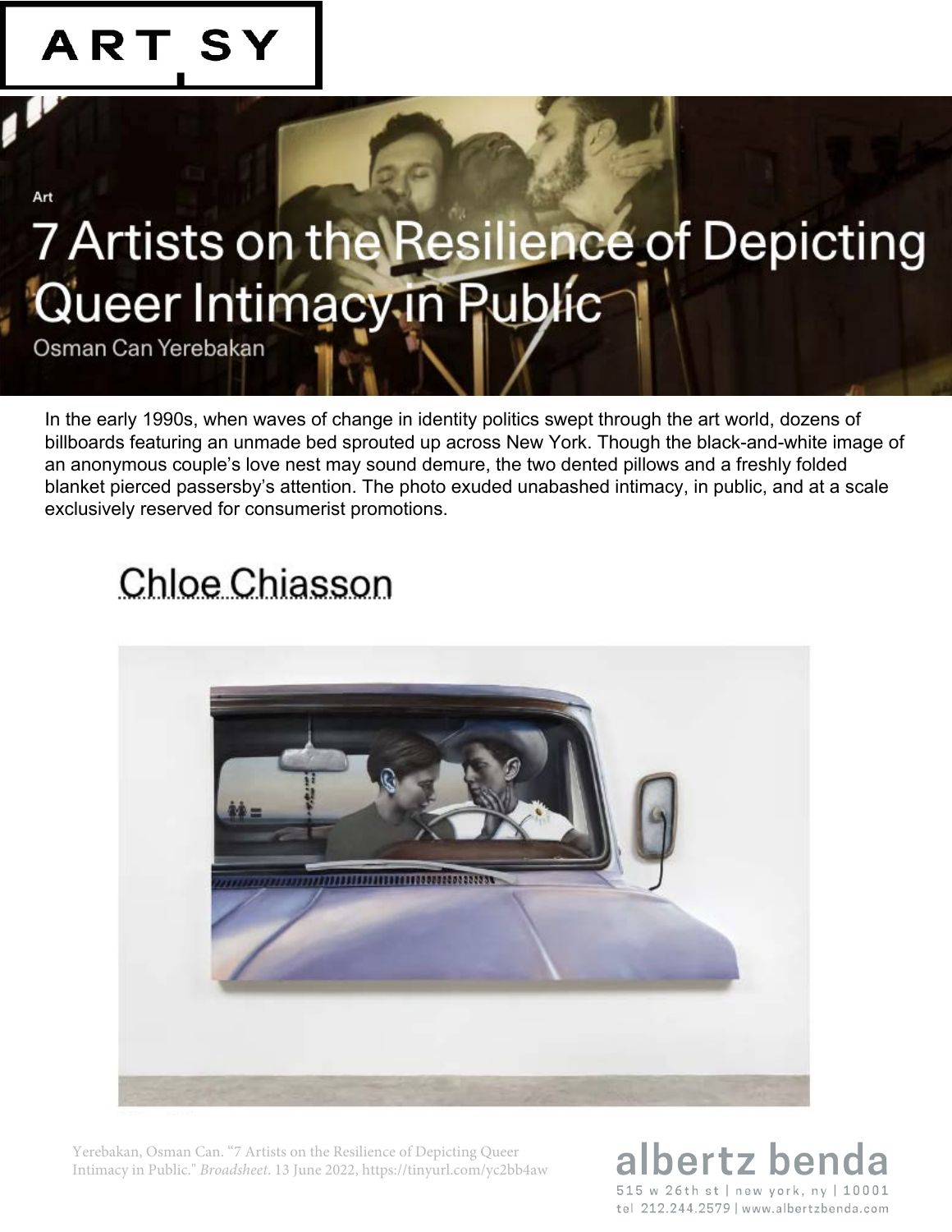ARTSY

Art

# 7 Artists on the Resilience of Depicting Queer Intimacy in Public

Osman Can Yerebakan

In the early 1990s, when waves of change in identity politics swept through the art world, dozens of billboards featuring an unmade bed sprouted up across New York. Though the black-and-white image of an anonymous couple's love nest may sound demure, the two dented pillows and a freshly folded blanket pierced passersby's attention. The photo exuded unabashed intimacy, in public, and at a scale exclusively reserved for consumerist promotions.

## Chloe Chiasson

Yerebakan, Osman Can. "7 Artists on the Resilience of Depicting Queer Intimacy in Public." *Broadsheet*. 13 June 2022, https://tinyurl.com/yc2bb4aw

albertz benda
515 w 26th st | new york, ny | 10001
tel 212.244.2579 | www.albertzbenda.com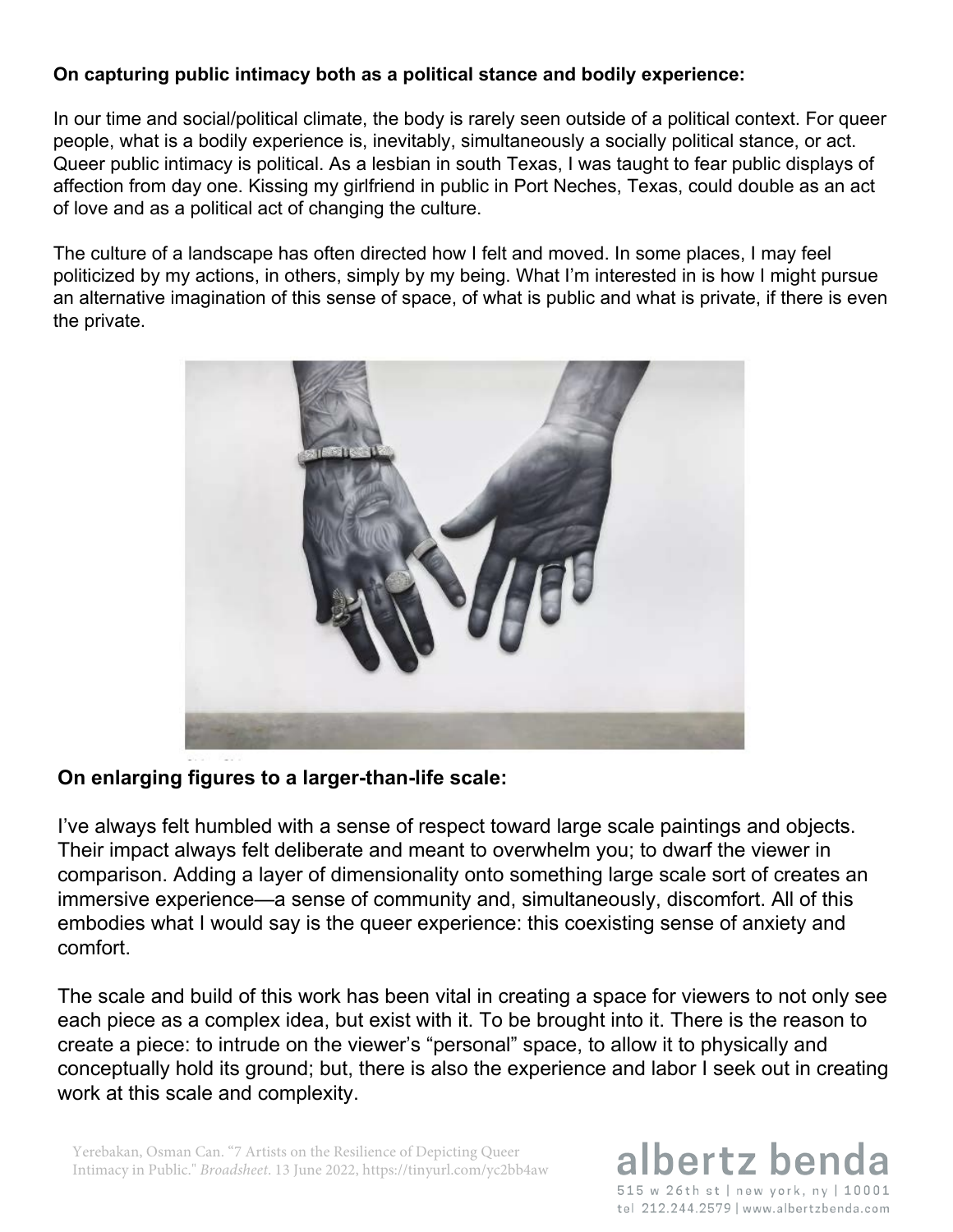**On capturing public intimacy both as a political stance and bodily experience:**

In our time and social/political climate, the body is rarely seen outside of a political context. For queer people, what is a bodily experience is, inevitably, simultaneously a socially political stance, or act. Queer public intimacy is political. As a lesbian in south Texas, I was taught to fear public displays of affection from day one. Kissing my girlfriend in public in Port Neches, Texas, could double as an act of love and as a political act of changing the culture.

The culture of a landscape has often directed how I felt and moved. In some places, I may feel politicized by my actions, in others, simply by my being. What I'm interested in is how I might pursue an alternative imagination of this sense of space, of what is public and what is private, if there is even the private.

**On enlarging figures to a larger-than-life scale:**

I've always felt humbled with a sense of respect toward large scale paintings and objects. Their impact always felt deliberate and meant to overwhelm you; to dwarf the viewer in comparison. Adding a layer of dimensionality onto something large scale sort of creates an immersive experience—a sense of community and, simultaneously, discomfort. All of this embodies what I would say is the queer experience: this coexisting sense of anxiety and comfort.

The scale and build of this work has been vital in creating a space for viewers to not only see each piece as a complex idea, but exist with it. To be brought into it. There is the reason to create a piece: to intrude on the viewer's "personal" space, to allow it to physically and conceptually hold its ground; but, there is also the experience and labor I seek out in creating work at this scale and complexity.

Yerebakan, Osman Can. "7 Artists on the Resilience of Depicting Queer Intimacy in Public." *Broadsheet*. 13 June 2022, https://tinyurl.com/yc2bb4aw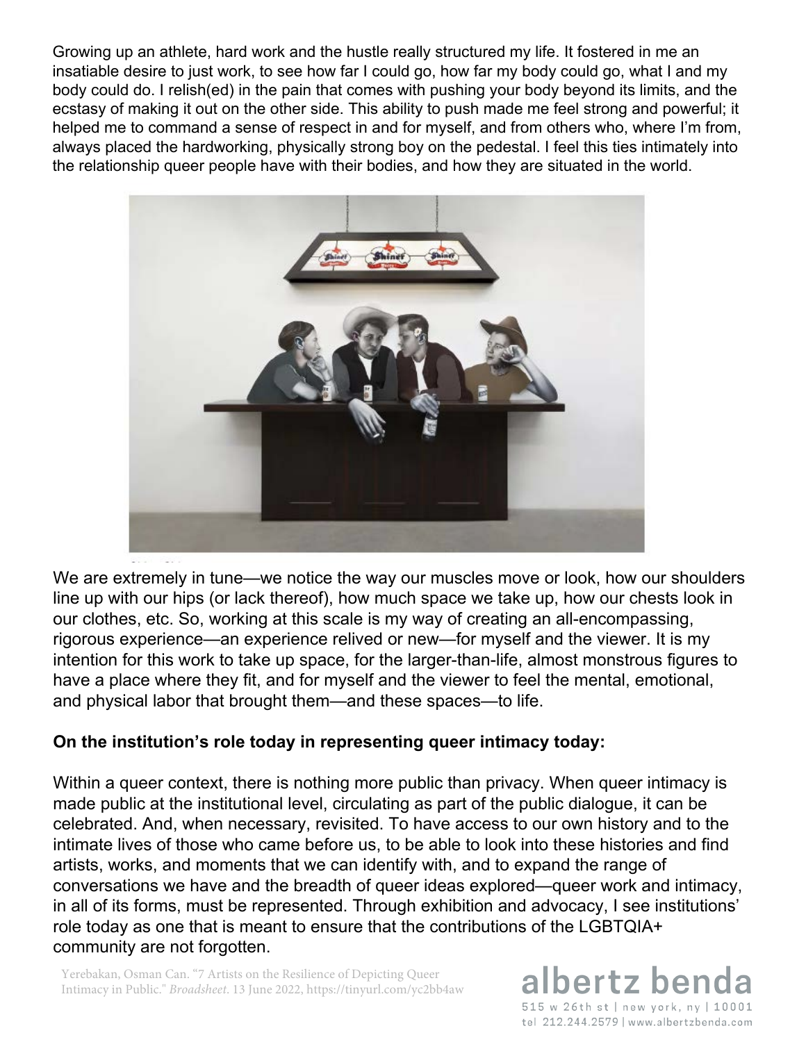Growing up an athlete, hard work and the hustle really structured my life. It fostered in me an insatiable desire to just work, to see how far I could go, how far my body could go, what I and my body could do. I relish(ed) in the pain that comes with pushing your body beyond its limits, and the ecstasy of making it out on the other side. This ability to push made me feel strong and powerful; it helped me to command a sense of respect in and for myself, and from others who, where I'm from, always placed the hardworking, physically strong boy on the pedestal. I feel this ties intimately into the relationship queer people have with their bodies, and how they are situated in the world.

We are extremely in tune—we notice the way our muscles move or look, how our shoulders line up with our hips (or lack thereof), how much space we take up, how our chests look in our clothes, etc. So, working at this scale is my way of creating an all-encompassing, rigorous experience—an experience relived or new—for myself and the viewer. It is my intention for this work to take up space, for the larger-than-life, almost monstrous figures to have a place where they fit, and for myself and the viewer to feel the mental, emotional, and physical labor that brought them—and these spaces—to life.

**On the institution's role today in representing queer intimacy today:**

Within a queer context, there is nothing more public than privacy. When queer intimacy is made public at the institutional level, circulating as part of the public dialogue, it can be celebrated. And, when necessary, revisited. To have access to our own history and to the intimate lives of those who came before us, to be able to look into these histories and find artists, works, and moments that we can identify with, and to expand the range of conversations we have and the breadth of queer ideas explored—queer work and intimacy, in all of its forms, must be represented. Through exhibition and advocacy, I see institutions' role today as one that is meant to ensure that the contributions of the LGBTQIA+ community are not forgotten.

Yerebakan, Osman Can. "7 Artists on the Resilience of Depicting Queer Intimacy in Public." *Broadsheet*. 13 June 2022, https://tinyurl.com/yc2bb4aw